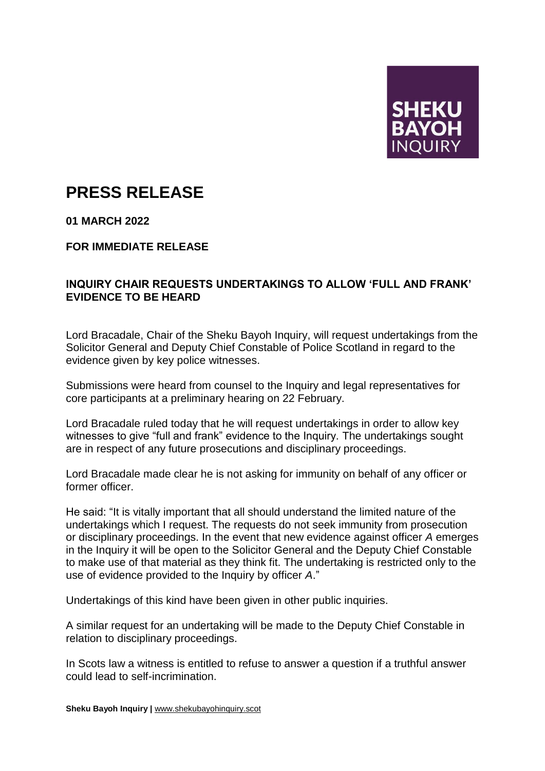# PRESS RELEASE

**01 MARCH 2022**

**FOR IMMEDIATE RELEASE**

**INQUIRY CHAIR REQUESTS UNDERTAKINGS TO ALLOW 'FULL AND FRANK' EVIDENCE TO BE HEARD**

Lord Bracadale, Chair of the Sheku Bayoh Inquiry, will request undertakings from the Solicitor General and Deputy Chief Constable of Police Scotland in regard to the evidence given by key police witnesses.

Submissions were heard from counsel to the Inquiry and legal representatives for core participants at a preliminary hearing on 22 February.

Lord Bracadale ruled today that he will request undertakings in order to allow key witnesses to give "full and frank" evidence to the Inquiry. The undertakings sought are in respect of any future prosecutions and disciplinary proceedings.

Lord Bracadale made clear he is not asking for immunity on behalf of any officer or former officer.

He said: "It is vitally important that all should understand the limited nature of the undertakings which I request. The requests do not seek immunity from prosecution or disciplinary proceedings. In the event that new evidence against officer *A* emerges in the Inquiry it will be open to the Solicitor General and the Deputy Chief Constable to make use of that material as they think fit. The undertaking is restricted only to the use of evidence provided to the Inquiry by officer *A*."

Undertakings of this kind have been given in other public inquiries.

A similar request for an undertaking will be made to the Deputy Chief Constable in relation to disciplinary proceedings.

In Scots law a witness is entitled to refuse to answer a question if a truthful answer could lead to self-incrimination.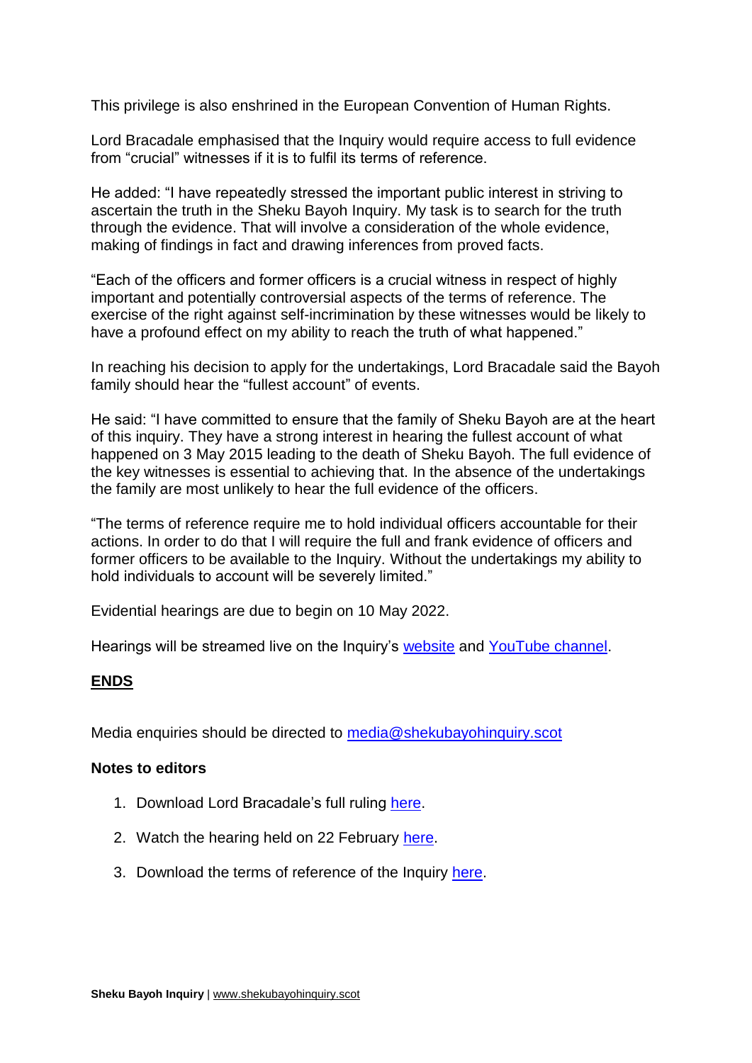This privilege is also enshrined in the European Convention of Human Rights.

Lord Bracadale emphasised that the Inquiry would require access to full evidence from "crucial" witnesses if it is to fulfil its terms of reference.

He added: "I have repeatedly stressed the important public interest in striving to ascertain the truth in the Sheku Bayoh Inquiry. My task is to search for the truth through the evidence. That will involve a consideration of the whole evidence, making of findings in fact and drawing inferences from proved facts.

"Each of the officers and former officers is a crucial witness in respect of highly important and potentially controversial aspects of the terms of reference. The exercise of the right against self-incrimination by these witnesses would be likely to have a profound effect on my ability to reach the truth of what happened."

In reaching his decision to apply for the undertakings, Lord Bracadale said the Bayoh family should hear the "fullest account" of events.

He said: "I have committed to ensure that the family of Sheku Bayoh are at the heart of this inquiry. They have a strong interest in hearing the fullest account of what happened on 3 May 2015 leading to the death of Sheku Bayoh. The full evidence of the key witnesses is essential to achieving that. In the absence of the undertakings the family are most unlikely to hear the full evidence of the officers.

"The terms of reference require me to hold individual officers accountable for their actions. In order to do that I will require the full and frank evidence of officers and former officers to be available to the Inquiry. Without the undertakings my ability to hold individuals to account will be severely limited."

Evidential hearings are due to begin on 10 May 2022.

Hearings will be streamed live on the Inquiry's website and YouTube channel.

**ENDS**

Media enquiries should be directed to media@shekubayohinquiry.scot

**Notes to editors**

1. Download Lord Bracadale's full ruling here.
2. Watch the hearing held on 22 February here.
3. Download the terms of reference of the Inquiry here.